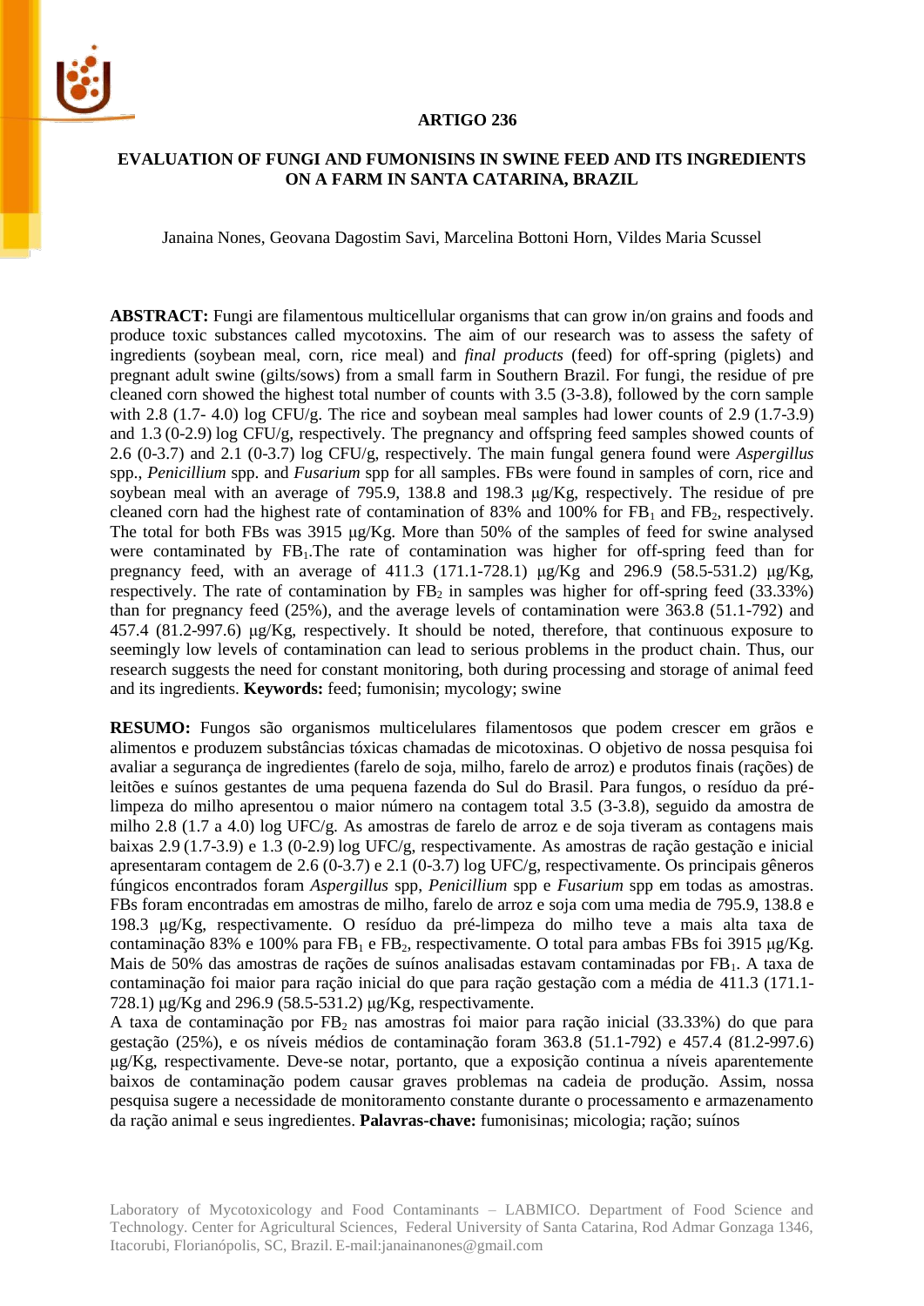**ARTIGO 236**

# EVALUATION OF FUNGI AND FUMONISINS IN SWINE FEED AND ITS INGREDIENTS ON A FARM IN SANTA CATARINA, BRAZIL

Janaina Nones, Geovana Dagostim Savi, Marcelina Bottoni Horn, Vildes Maria Scussel

**ABSTRACT:** Fungi are filamentous multicellular organisms that can grow in/on grains and foods and produce toxic substances called mycotoxins. The aim of our research was to assess the safety of ingredients (soybean meal, corn, rice meal) and *final products* (feed) for off-spring (piglets) and pregnant adult swine (gilts/sows) from a small farm in Southern Brazil. For fungi, the residue of pre cleaned corn showed the highest total number of counts with 3.5 (3-3.8), followed by the corn sample with 2.8 (1.7- 4.0) log CFU/g. The rice and soybean meal samples had lower counts of 2.9 (1.7-3.9) and 1.3 (0-2.9) log CFU/g, respectively. The pregnancy and offspring feed samples showed counts of 2.6 (0-3.7) and 2.1 (0-3.7) log CFU/g, respectively. The main fungal genera found were *Aspergillus* spp., *Penicillium* spp. and *Fusarium* spp for all samples. FBs were found in samples of corn, rice and soybean meal with an average of 795.9, 138.8 and 198.3 μg/Kg, respectively. The residue of pre cleaned corn had the highest rate of contamination of 83% and 100% for $FB_1$ and $FB_2$, respectively. The total for both FBs was 3915 μg/Kg. More than 50% of the samples of feed for swine analysed were contaminated by $FB_1$.The rate of contamination was higher for off-spring feed than for pregnancy feed, with an average of 411.3 (171.1-728.1) μg/Kg and 296.9 (58.5-531.2) μg/Kg, respectively. The rate of contamination by $FB_2$ in samples was higher for off-spring feed (33.33%) than for pregnancy feed (25%), and the average levels of contamination were 363.8 (51.1-792) and 457.4 (81.2-997.6) μg/Kg, respectively. It should be noted, therefore, that continuous exposure to seemingly low levels of contamination can lead to serious problems in the product chain. Thus, our research suggests the need for constant monitoring, both during processing and storage of animal feed and its ingredients. **Keywords:** feed; fumonisin; mycology; swine

**RESUMO:** Fungos são organismos multicelulares filamentosos que podem crescer em grãos e alimentos e produzem substâncias tóxicas chamadas de micotoxinas. O objetivo de nossa pesquisa foi avaliar a segurança de ingredientes (farelo de soja, milho, farelo de arroz) e produtos finais (rações) de leitões e suínos gestantes de uma pequena fazenda do Sul do Brasil. Para fungos, o resíduo da pré-limpeza do milho apresentou o maior número na contagem total 3.5 (3-3.8), seguido da amostra de milho 2.8 (1.7 a 4.0) log UFC/g. As amostras de farelo de arroz e de soja tiveram as contagens mais baixas 2.9 (1.7-3.9) e 1.3 (0-2.9) log UFC/g, respectivamente. As amostras de ração gestação e inicial apresentaram contagem de 2.6 (0-3.7) e 2.1 (0-3.7) log UFC/g, respectivamente. Os principais gêneros fúngicos encontrados foram *Aspergillus* spp, *Penicillium* spp e *Fusarium* spp em todas as amostras. FBs foram encontradas em amostras de milho, farelo de arroz e soja com uma media de 795.9, 138.8 e 198.3 μg/Kg, respectivamente. O resíduo da pré-limpeza do milho teve a mais alta taxa de contaminação 83% e 100% para $FB_1$ e $FB_2$, respectivamente. O total para ambas FBs foi 3915 μg/Kg. Mais de 50% das amostras de rações de suínos analisadas estavam contaminadas por $FB_1$. A taxa de contaminação foi maior para ração inicial do que para ração gestação com a média de 411.3 (171.1-728.1) μg/Kg and 296.9 (58.5-531.2) μg/Kg, respectivamente.

A taxa de contaminação por $FB_2$ nas amostras foi maior para ração inicial (33.33%) do que para gestação (25%), e os níveis médios de contaminação foram 363.8 (51.1-792) e 457.4 (81.2-997.6) μg/Kg, respectivamente. Deve-se notar, portanto, que a exposição continua a níveis aparentemente baixos de contaminação podem causar graves problemas na cadeia de produção. Assim, nossa pesquisa sugere a necessidade de monitoramento constante durante o processamento e armazenamento da ração animal e seus ingredientes. **Palavras-chave:** fumonisinas; micologia; ração; suínos

Laboratory of Mycotoxicology and Food Contaminants – LABMICO. Department of Food Science and Technology. Center for Agricultural Sciences, Federal University of Santa Catarina, Rod Admar Gonzaga 1346, Itacorubi, Florianópolis, SC, Brazil. E-mail:janainanones@gmail.com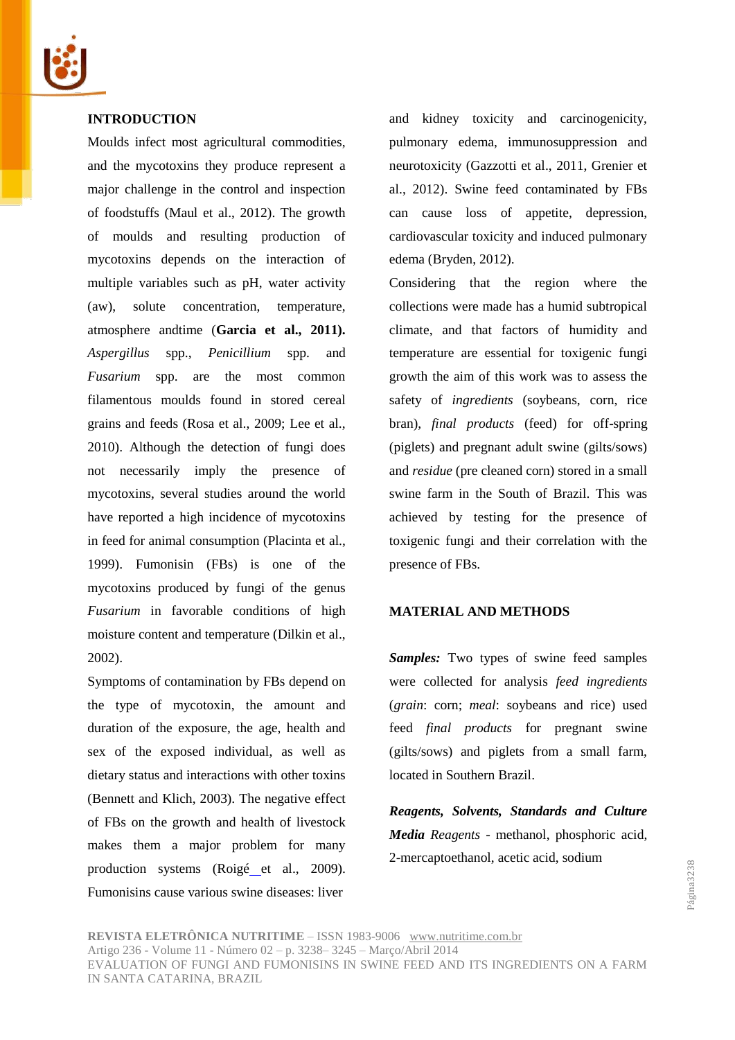## INTRODUCTION

Moulds infect most agricultural commodities, and the mycotoxins they produce represent a major challenge in the control and inspection of foodstuffs (Maul et al., 2012). The growth of moulds and resulting production of mycotoxins depends on the interaction of multiple variables such as pH, water activity (aw), solute concentration, temperature, atmosphere andtime (**Garcia et al., 2011).** *Aspergillus* spp., *Penicillium* spp. and *Fusarium* spp. are the most common filamentous moulds found in stored cereal grains and feeds (Rosa et al., 2009; Lee et al., 2010). Although the detection of fungi does not necessarily imply the presence of mycotoxins, several studies around the world have reported a high incidence of mycotoxins in feed for animal consumption (Placinta et al., 1999). Fumonisin (FBs) is one of the mycotoxins produced by fungi of the genus *Fusarium* in favorable conditions of high moisture content and temperature (Dilkin et al., 2002).

Symptoms of contamination by FBs depend on the type of mycotoxin, the amount and duration of the exposure, the age, health and sex of the exposed individual, as well as dietary status and interactions with other toxins (Bennett and Klich, 2003). The negative effect of FBs on the growth and health of livestock makes them a major problem for many production systems (Roigé et al., 2009). Fumonisins cause various swine diseases: liver and kidney toxicity and carcinogenicity, pulmonary edema, immunosuppression and neurotoxicity (Gazzotti et al., 2011, Grenier et al., 2012). Swine feed contaminated by FBs can cause loss of appetite, depression, cardiovascular toxicity and induced pulmonary edema (Bryden, 2012).

Considering that the region where the collections were made has a humid subtropical climate, and that factors of humidity and temperature are essential for toxigenic fungi growth the aim of this work was to assess the safety of *ingredients* (soybeans, corn, rice bran), *final products* (feed) for off-spring (piglets) and pregnant adult swine (gilts/sows) and *residue* (pre cleaned corn) stored in a small swine farm in the South of Brazil. This was achieved by testing for the presence of toxigenic fungi and their correlation with the presence of FBs.

## MATERIAL AND METHODS

***Samples:*** Two types of swine feed samples were collected for analysis *feed ingredients* (*grain*: corn; *meal*: soybeans and rice) used feed *final products* for pregnant swine (gilts/sows) and piglets from a small farm, located in Southern Brazil.

***Reagents, Solvents, Standards and Culture Media*** *Reagents* - methanol, phosphoric acid, 2-mercaptoethanol, acetic acid, sodium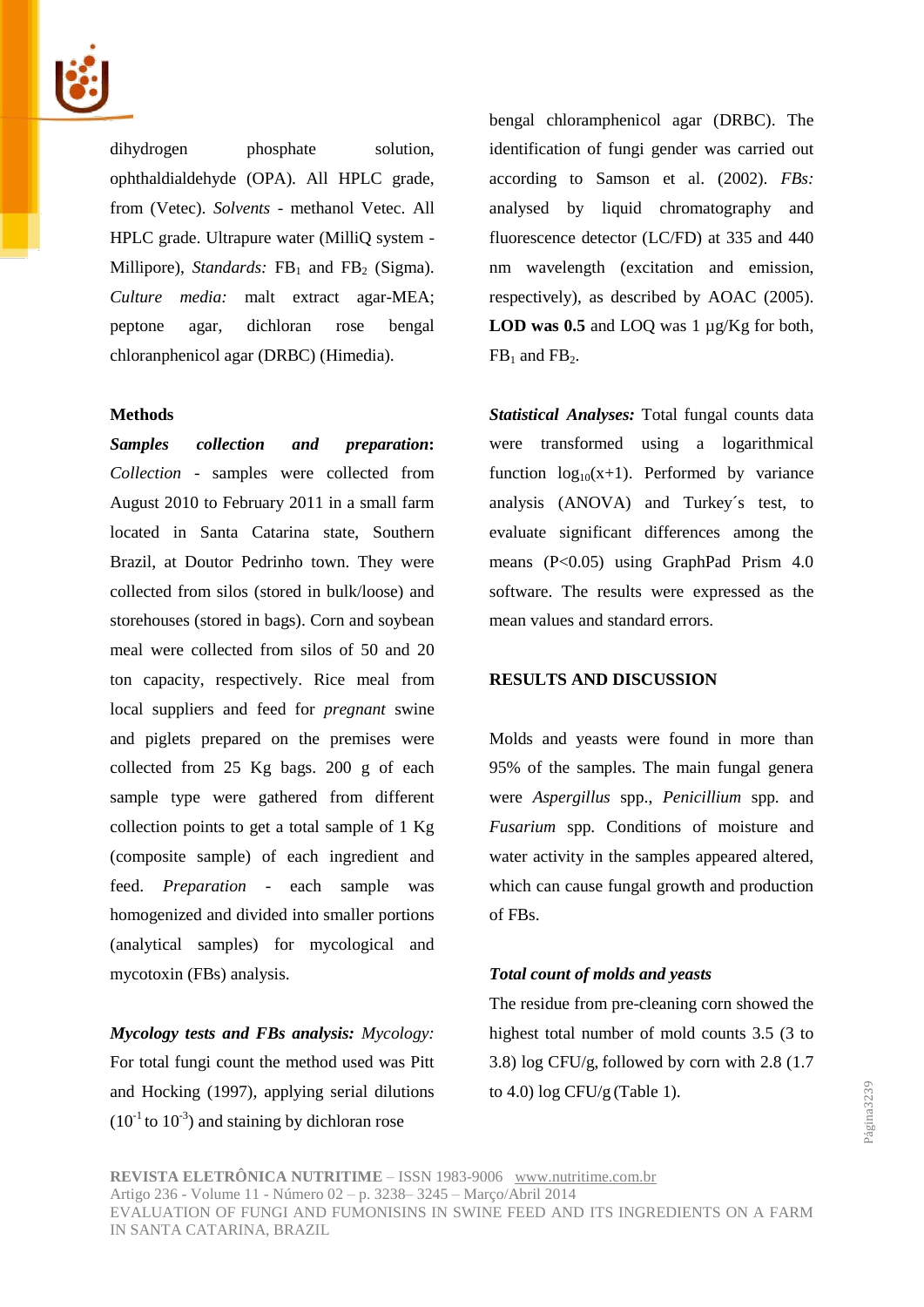dihydrogen phosphate solution, ophthaldialdehyde (OPA). All HPLC grade, from (Vetec). *Solvents* - methanol Vetec. All HPLC grade. Ultrapure water (MilliQ system - Millipore), *Standards:* $FB_1$ and $FB_2$ (Sigma). *Culture media:* malt extract agar-MEA; peptone agar, dichloran rose bengal chloranphenicol agar (DRBC) (Himedia).

**Methods**

***Samples collection and preparation*:** *Collection* - samples were collected from August 2010 to February 2011 in a small farm located in Santa Catarina state, Southern Brazil, at Doutor Pedrinho town. They were collected from silos (stored in bulk/loose) and storehouses (stored in bags). Corn and soybean meal were collected from silos of 50 and 20 ton capacity, respectively. Rice meal from local suppliers and feed for *pregnant* swine and piglets prepared on the premises were collected from 25 Kg bags. 200 g of each sample type were gathered from different collection points to get a total sample of 1 Kg (composite sample) of each ingredient and feed. *Preparation* - each sample was homogenized and divided into smaller portions (analytical samples) for mycological and mycotoxin (FBs) analysis.

***Mycology tests and FBs analysis:*** *Mycology:* For total fungi count the method used was Pitt and Hocking (1997), applying serial dilutions ($10^{-1}$ to $10^{-3}$) and staining by dichloran rose bengal chloramphenicol agar (DRBC). The identification of fungi gender was carried out according to Samson et al. (2002). *FBs:* analysed by liquid chromatography and fluorescence detector (LC/FD) at 335 and 440 nm wavelength (excitation and emission, respectively), as described by AOAC (2005). **LOD was 0.5** and LOQ was 1 µg/Kg for both, $FB_1$ and $FB_2$.

***Statistical Analyses:*** Total fungal counts data were transformed using a logarithmical function $\log_{10}(x+1)$. Performed by variance analysis (ANOVA) and Turkey´s test, to evaluate significant differences among the means ($P<0.05$) using GraphPad Prism 4.0 software. The results were expressed as the mean values and standard errors.

## RESULTS AND DISCUSSION

Molds and yeasts were found in more than 95% of the samples. The main fungal genera were *Aspergillus* spp., *Penicillium* spp. and *Fusarium* spp. Conditions of moisture and water activity in the samples appeared altered, which can cause fungal growth and production of FBs.

***Total count of molds and yeasts***

The residue from pre-cleaning corn showed the highest total number of mold counts 3.5 (3 to 3.8) log CFU/g, followed by corn with 2.8 (1.7 to 4.0) log CFU/g (Table 1).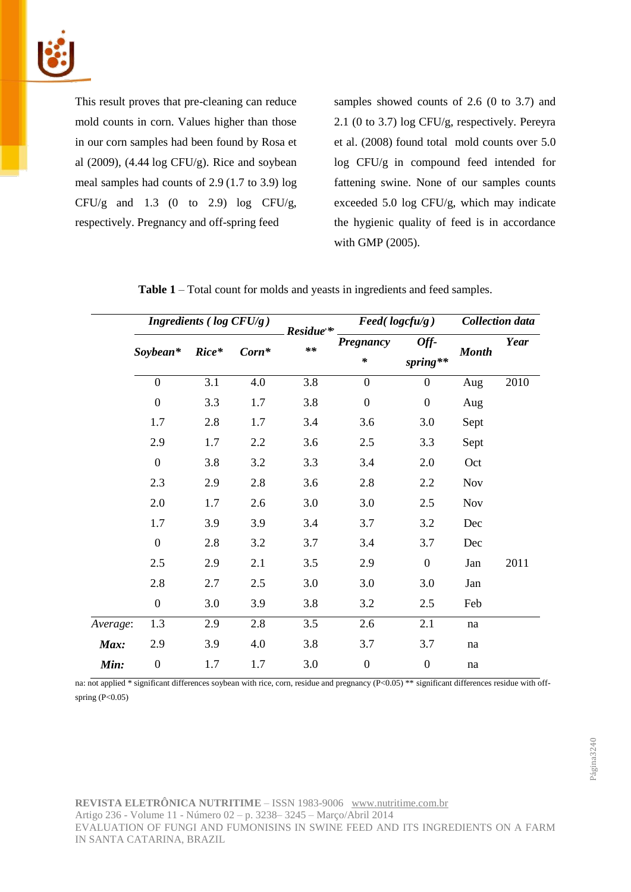This result proves that pre-cleaning can reduce mold counts in corn. Values higher than those in our corn samples had been found by Rosa et al (2009), (4.44 log CFU/g). Rice and soybean meal samples had counts of 2.9 (1.7 to 3.9) log CFU/g and 1.3 (0 to 2.9) log CFU/g, respectively. Pregnancy and off-spring feed samples showed counts of 2.6 (0 to 3.7) and 2.1 (0 to 3.7) log CFU/g, respectively. Pereyra et al. (2008) found total mold counts over 5.0 log CFU/g in compound feed intended for fattening swine. None of our samples counts exceeded 5.0 log CFU/g, which may indicate the hygienic quality of feed is in accordance with GMP (2005).

**Table 1** – Total count for molds and yeasts in ingredients and feed samples.

| | *Ingredients ( log CFU/g )* | | | *Residue\*\*\** | *Feed( logcfu/g )* | | *Collection data* | |
|---|---|---|---|---|---|---|---|---|
| | ***Soybean\**** | ***Rice\**** | ***Corn\**** | | ***Pregnancy \**** | ***Off-spring\*\**** | ***Month*** | ***Year*** |
| | 0 | 3.1 | 4.0 | 3.8 | 0 | 0 | Aug | 2010 |
| | 0 | 3.3 | 1.7 | 3.8 | 0 | 0 | Aug | |
| | 1.7 | 2.8 | 1.7 | 3.4 | 3.6 | 3.0 | Sept | |
| | 2.9 | 1.7 | 2.2 | 3.6 | 2.5 | 3.3 | Sept | |
| | 0 | 3.8 | 3.2 | 3.3 | 3.4 | 2.0 | Oct | |
| | 2.3 | 2.9 | 2.8 | 3.6 | 2.8 | 2.2 | Nov | |
| | 2.0 | 1.7 | 2.6 | 3.0 | 3.0 | 2.5 | Nov | |
| | 1.7 | 3.9 | 3.9 | 3.4 | 3.7 | 3.2 | Dec | |
| | 0 | 2.8 | 3.2 | 3.7 | 3.4 | 3.7 | Dec | |
| | 2.5 | 2.9 | 2.1 | 3.5 | 2.9 | 0 | Jan | 2011 |
| | 2.8 | 2.7 | 2.5 | 3.0 | 3.0 | 3.0 | Jan | |
| | 0 | 3.0 | 3.9 | 3.8 | 3.2 | 2.5 | Feb | |
| *Average*: | 1.3 | 2.9 | 2.8 | 3.5 | 2.6 | 2.1 | na | |
| ***Max:*** | 2.9 | 3.9 | 4.0 | 3.8 | 3.7 | 3.7 | na | |
| ***Min:*** | 0 | 1.7 | 1.7 | 3.0 | 0 | 0 | na | |

na: not applied * significant differences soybean with rice, corn, residue and pregnancy ($P<0.05$) ** significant differences residue with off-spring ($P<0.05$)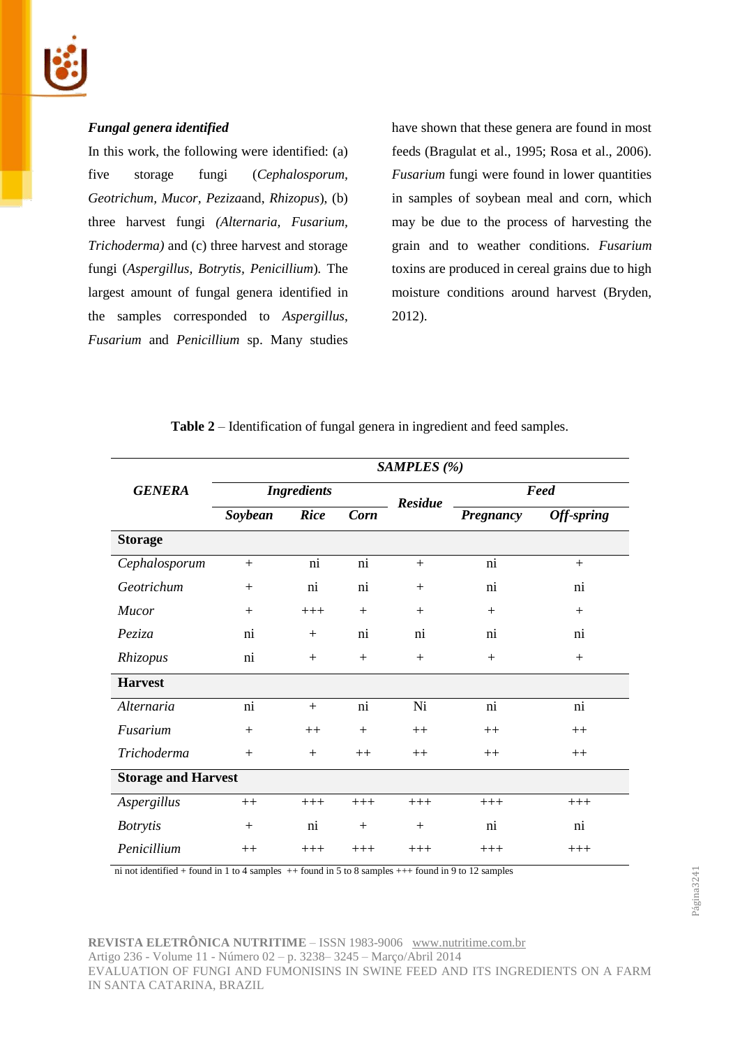***Fungal genera identified***

In this work, the following were identified: (a) five storage fungi (*Cephalosporum, Geotrichum*, *Mucor*, *Peziza*and, *Rhizopus*), (b) three harvest fungi *(Alternaria, Fusarium, Trichoderma)* and (c) three harvest and storage fungi (*Aspergillus, Botrytis*, *Penicillium*). The largest amount of fungal genera identified in the samples corresponded to *Aspergillus*, *Fusarium* and *Penicillium* sp. Many studies have shown that these genera are found in most feeds (Bragulat et al., 1995; Rosa et al., 2006). *Fusarium* fungi were found in lower quantities in samples of soybean meal and corn, which may be due to the process of harvesting the grain and to weather conditions. *Fusarium* toxins are produced in cereal grains due to high moisture conditions around harvest (Bryden, 2012).

**Table 2** – Identification of fungal genera in ingredient and feed samples.

| ***GENERA*** | ***SAMPLES (%)*** | | | | | |
|---|---|---|---|---|---|---|
| | ***Ingredients*** | | | ***Residue*** | ***Feed*** | |
| | ***Soybean*** | ***Rice*** | ***Corn*** | | ***Pregnancy*** | ***Off-spring*** |
| **Storage** | | | | | | |
| *Cephalosporum* | + | ni | ni | + | ni | + |
| *Geotrichum* | + | ni | ni | + | ni | ni |
| *Mucor* | + | +++ | + | + | + | + |
| *Peziza* | ni | + | ni | ni | ni | ni |
| *Rhizopus* | ni | + | + | + | + | + |
| **Harvest** | | | | | | |
| *Alternaria* | ni | + | ni | Ni | ni | ni |
| *Fusarium* | + | ++ | + | ++ | ++ | ++ |
| *Trichoderma* | + | + | ++ | ++ | ++ | ++ |
| **Storage and Harvest** | | | | | | |
| *Aspergillus* | ++ | +++ | +++ | +++ | +++ | +++ |
| *Botrytis* | + | ni | + | + | ni | ni |
| *Penicillium* | ++ | +++ | +++ | +++ | +++ | +++ |

ni not identified + found in 1 to 4 samples ++ found in 5 to 8 samples +++ found in 9 to 12 samples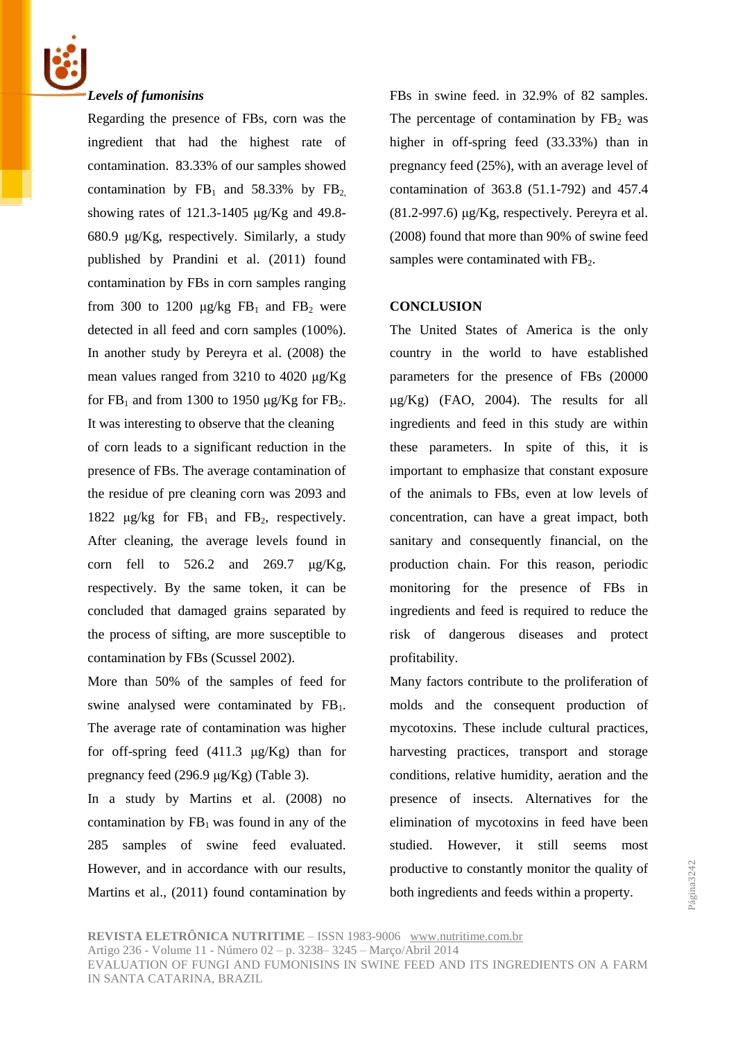*Levels of fumonisins*

Regarding the presence of FBs, corn was the ingredient that had the highest rate of contamination. 83.33% of our samples showed contamination by $FB_1$ and 58.33% by $FB_2$, showing rates of 121.3-1405 μg/Kg and 49.8-680.9 μg/Kg, respectively. Similarly, a study published by Prandini et al. (2011) found contamination by FBs in corn samples ranging from 300 to 1200 μg/kg $FB_1$ and $FB_2$ were detected in all feed and corn samples (100%). In another study by Pereyra et al. (2008) the mean values ranged from 3210 to 4020 μg/Kg for $FB_1$ and from 1300 to 1950 μg/Kg for $FB_2$. It was interesting to observe that the cleaning of corn leads to a significant reduction in the presence of FBs. The average contamination of the residue of pre cleaning corn was 2093 and 1822 μg/kg for $FB_1$ and $FB_2$, respectively. After cleaning, the average levels found in corn fell to 526.2 and 269.7 μg/Kg, respectively. By the same token, it can be concluded that damaged grains separated by the process of sifting, are more susceptible to contamination by FBs (Scussel 2002).

More than 50% of the samples of feed for swine analysed were contaminated by $FB_1$. The average rate of contamination was higher for off-spring feed (411.3 μg/Kg) than for pregnancy feed (296.9 μg/Kg) (Table 3).

In a study by Martins et al. (2008) no contamination by $FB_1$ was found in any of the 285 samples of swine feed evaluated. However, and in accordance with our results, Martins et al., (2011) found contamination by FBs in swine feed. in 32.9% of 82 samples. The percentage of contamination by $FB_2$ was higher in off-spring feed (33.33%) than in pregnancy feed (25%), with an average level of contamination of 363.8 (51.1-792) and 457.4 (81.2-997.6) μg/Kg, respectively. Pereyra et al. (2008) found that more than 90% of swine feed samples were contaminated with $FB_2$.

## CONCLUSION

The United States of America is the only country in the world to have established parameters for the presence of FBs (20000 μg/Kg) (FAO, 2004). The results for all ingredients and feed in this study are within these parameters. In spite of this, it is important to emphasize that constant exposure of the animals to FBs, even at low levels of concentration, can have a great impact, both sanitary and consequently financial, on the production chain. For this reason, periodic monitoring for the presence of FBs in ingredients and feed is required to reduce the risk of dangerous diseases and protect profitability.

Many factors contribute to the proliferation of molds and the consequent production of mycotoxins. These include cultural practices, harvesting practices, transport and storage conditions, relative humidity, aeration and the presence of insects. Alternatives for the elimination of mycotoxins in feed have been studied. However, it still seems most productive to constantly monitor the quality of both ingredients and feeds within a property.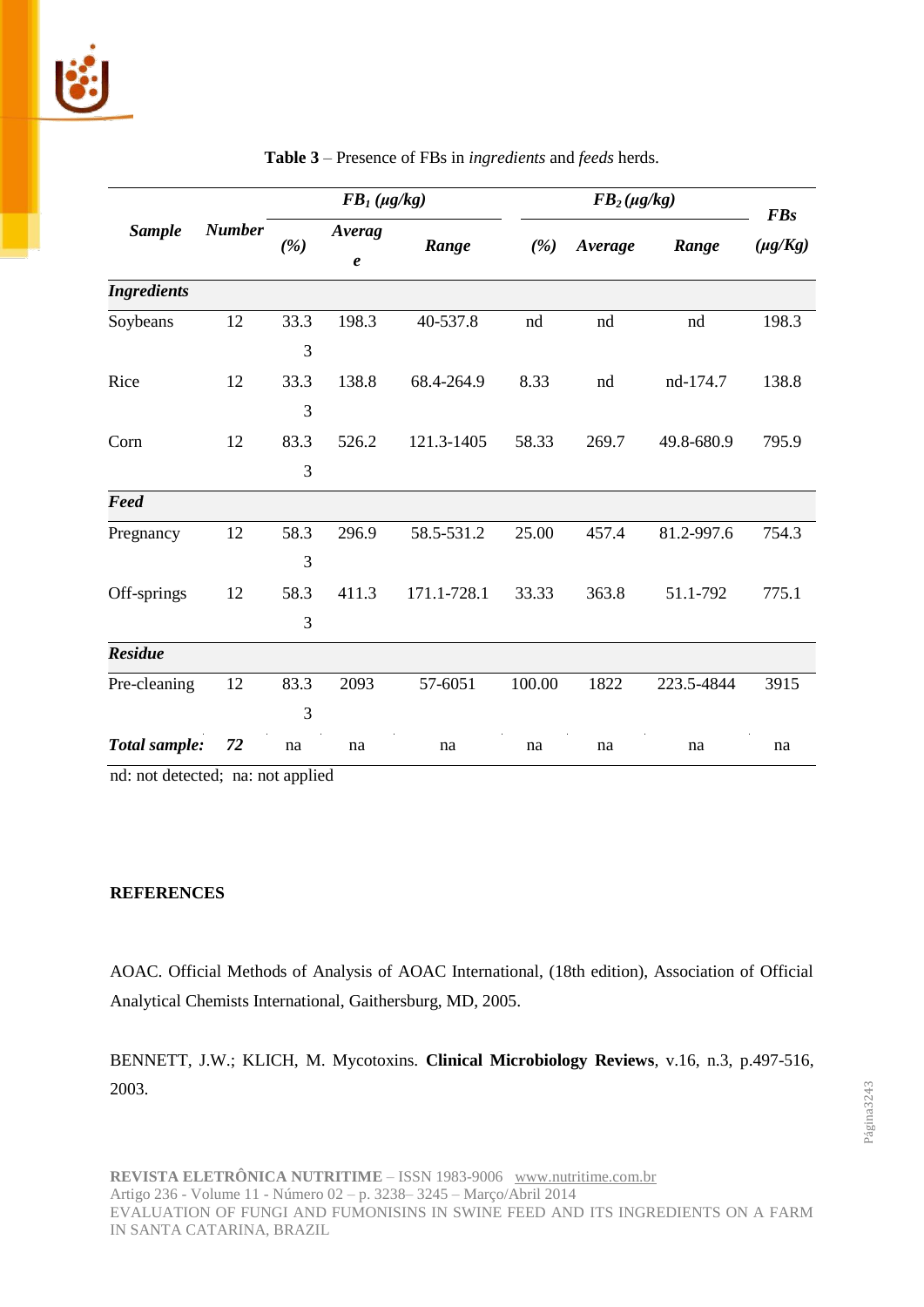**Table 3** – Presence of FBs in *ingredients* and *feeds* herds.

| Sample | Number | FB$_1$ (μg/kg) | | | FB$_2$ (μg/kg) | | | FBs (μg/Kg) |
|---|---|---|---|---|---|---|---|---|
| | | (%) | Average | Range | (%) | Average | Range | |
| ***Ingredients*** | | | | | | | | |
| Soybeans | 12 | 33.33 | 198.3 | 40-537.8 | nd | nd | nd | 198.3 |
| Rice | 12 | 33.33 | 138.8 | 68.4-264.9 | 8.33 | nd | nd-174.7 | 138.8 |
| Corn | 12 | 83.33 | 526.2 | 121.3-1405 | 58.33 | 269.7 | 49.8-680.9 | 795.9 |
| ***Feed*** | | | | | | | | |
| Pregnancy | 12 | 58.33 | 296.9 | 58.5-531.2 | 25.00 | 457.4 | 81.2-997.6 | 754.3 |
| Off-springs | 12 | 58.33 | 411.3 | 171.1-728.1 | 33.33 | 363.8 | 51.1-792 | 775.1 |
| ***Residue*** | | | | | | | | |
| Pre-cleaning | 12 | 83.33 | 2093 | 57-6051 | 100.00 | 1822 | 223.5-4844 | 3915 |
| ***Total sample:*** | ***72*** | na | na | na | na | na | na | na |

nd: not detected; na: not applied

## REFERENCES

AOAC. Official Methods of Analysis of AOAC International, (18th edition), Association of Official Analytical Chemists International, Gaithersburg, MD, 2005.

BENNETT, J.W.; KLICH, M. Mycotoxins. **Clinical Microbiology Reviews**, v.16, n.3, p.497-516, 2003.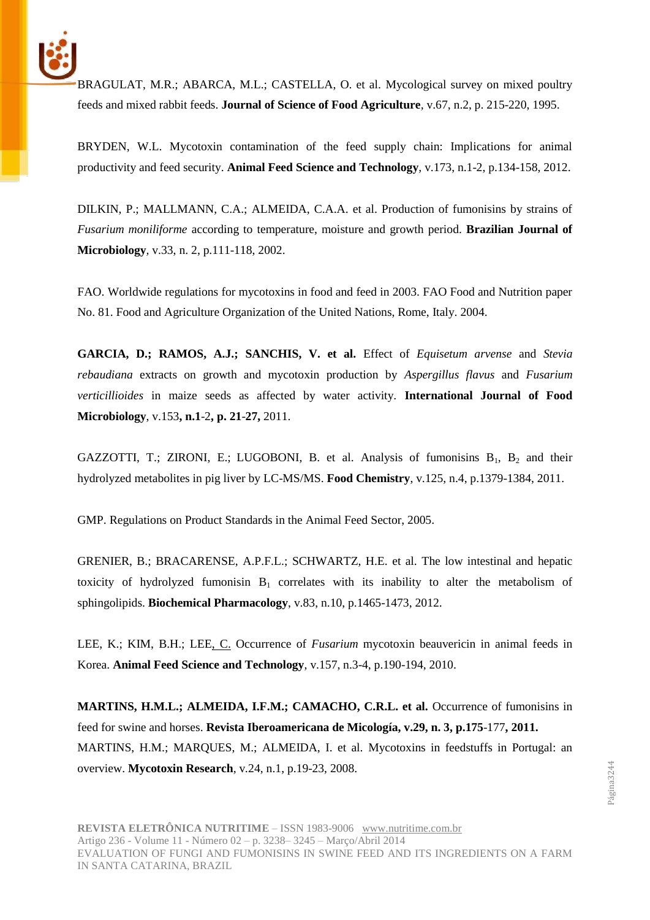BRAGULAT, M.R.; ABARCA, M.L.; CASTELLA, O. et al. Mycological survey on mixed poultry feeds and mixed rabbit feeds. **Journal of Science of Food Agriculture**, v.67, n.2, p. 215-220, 1995.

BRYDEN, W.L. Mycotoxin contamination of the feed supply chain: Implications for animal productivity and feed security. **Animal Feed Science and Technology**, v.173, n.1-2, p.134-158, 2012.

DILKIN, P.; MALLMANN, C.A.; ALMEIDA, C.A.A. et al. Production of fumonisins by strains of *Fusarium moniliforme* according to temperature, moisture and growth period. **Brazilian Journal of Microbiology**, v.33, n. 2, p.111-118, 2002.

FAO. Worldwide regulations for mycotoxins in food and feed in 2003. FAO Food and Nutrition paper No. 81. Food and Agriculture Organization of the United Nations, Rome, Italy. 2004.

**GARCIA, D.; RAMOS, A.J.; SANCHIS, V. et al.** Effect of *Equisetum arvense* and *Stevia rebaudiana* extracts on growth and mycotoxin production by *Aspergillus flavus* and *Fusarium verticillioides* in maize seeds as affected by water activity. **International Journal of Food Microbiology**, v.153**, n.1**-2**, p. 21**-**27,** 2011.

GAZZOTTI, T.; ZIRONI, E.; LUGOBONI, B. et al. Analysis of fumonisins $B_1$, $B_2$ and their hydrolyzed metabolites in pig liver by LC-MS/MS. **Food Chemistry**, v.125, n.4, p.1379-1384, 2011.

GMP. Regulations on Product Standards in the Animal Feed Sector, 2005.

GRENIER, B.; BRACARENSE, A.P.F.L.; SCHWARTZ, H.E. et al. The low intestinal and hepatic toxicity of hydrolyzed fumonisin $B_1$ correlates with its inability to alter the metabolism of sphingolipids. **Biochemical Pharmacology**, v.83, n.10, p.1465-1473, 2012.

LEE, K.; KIM, B.H.; LEE, C. Occurrence of *Fusarium* mycotoxin beauvericin in animal feeds in Korea. **Animal Feed Science and Technology**, v.157, n.3-4, p.190-194, 2010.

**MARTINS, H.M.L.; ALMEIDA, I.F.M.; CAMACHO, C.R.L. et al.** Occurrence of fumonisins in feed for swine and horses. **Revista Iberoamericana de Micología, v.29, n. 3, p.175**-177**, 2011.**

MARTINS, H.M.; MARQUES, M.; ALMEIDA, I. et al. Mycotoxins in feedstuffs in Portugal: an overview. **Mycotoxin Research**, v.24, n.1, p.19-23, 2008.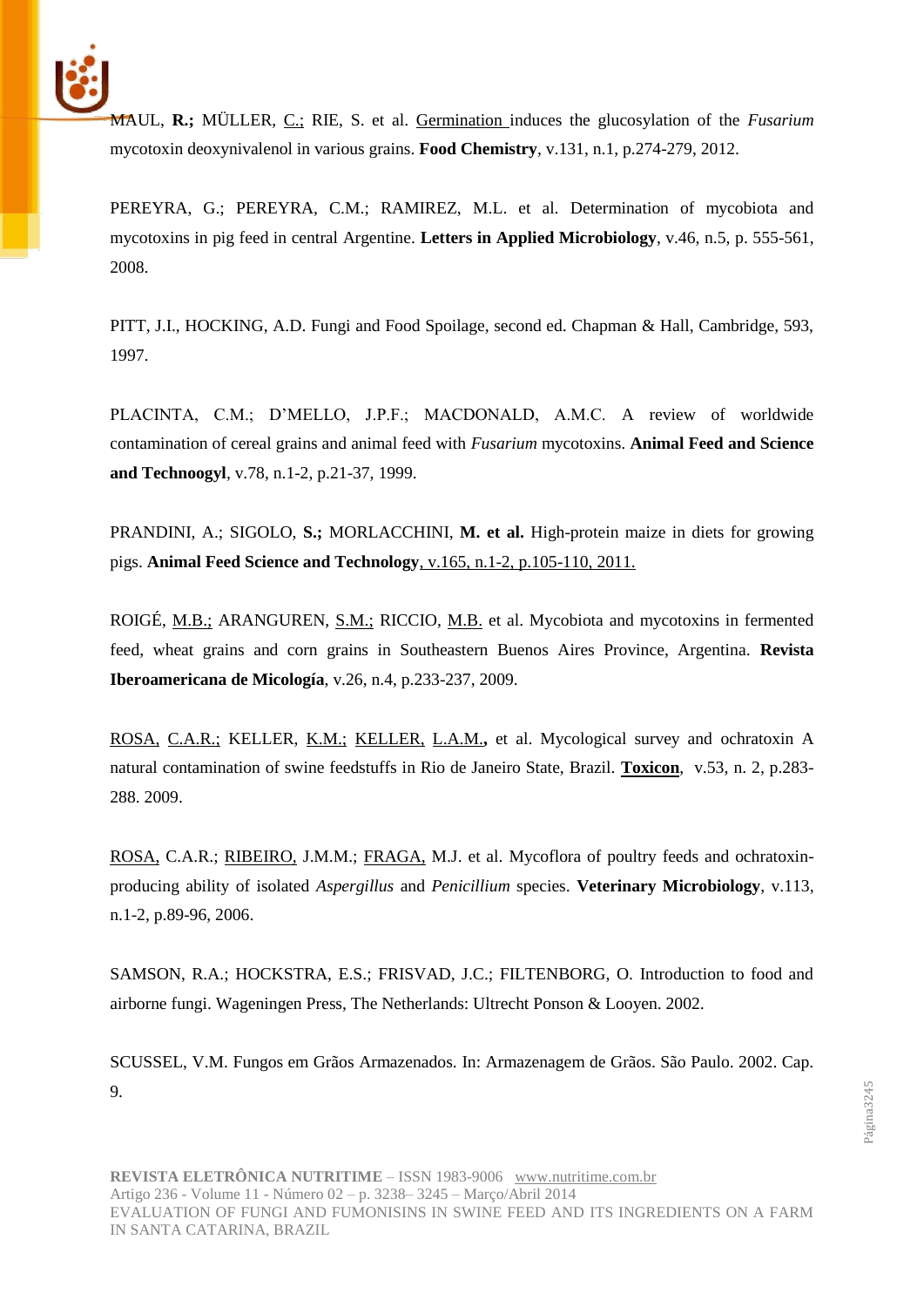MAUL, **R.;** MÜLLER, C.; RIE, S. et al. Germination induces the glucosylation of the *Fusarium* mycotoxin deoxynivalenol in various grains. **Food Chemistry**, v.131, n.1, p.274-279, 2012.

PEREYRA, G.; PEREYRA, C.M.; RAMIREZ, M.L. et al. Determination of mycobiota and mycotoxins in pig feed in central Argentine. **Letters in Applied Microbiology**, v.46, n.5, p. 555-561, 2008.

PITT, J.I., HOCKING, A.D. Fungi and Food Spoilage, second ed. Chapman & Hall, Cambridge, 593, 1997.

PLACINTA, C.M.; D'MELLO, J.P.F.; MACDONALD, A.M.C. A review of worldwide contamination of cereal grains and animal feed with *Fusarium* mycotoxins. **Animal Feed and Science and Technoogyl**, v.78, n.1-2, p.21-37, 1999.

PRANDINI, A.; SIGOLO, **S.;** MORLACCHINI, **M. et al.** High-protein maize in diets for growing pigs. **Animal Feed Science and Technology**, v.165, n.1-2, p.105-110, 2011.

ROIGÉ, M.B.; ARANGUREN, S.M.; RICCIO, M.B. et al. Mycobiota and mycotoxins in fermented feed, wheat grains and corn grains in Southeastern Buenos Aires Province, Argentina. **Revista Iberoamericana de Micología**, v.26, n.4, p.233-237, 2009.

ROSA, C.A.R.; KELLER, K.M.; KELLER, L.A.M., et al. Mycological survey and ochratoxin A natural contamination of swine feedstuffs in Rio de Janeiro State, Brazil. **Toxicon**, v.53, n. 2, p.283-288. 2009.

ROSA, C.A.R.; RIBEIRO, J.M.M.; FRAGA, M.J. et al. Mycoflora of poultry feeds and ochratoxin-producing ability of isolated *Aspergillus* and *Penicillium* species. **Veterinary Microbiology**, v.113, n.1-2, p.89-96, 2006.

SAMSON, R.A.; HOCKSTRA, E.S.; FRISVAD, J.C.; FILTENBORG, O. Introduction to food and airborne fungi. Wageningen Press, The Netherlands: Ultrecht Ponson & Looyen. 2002.

SCUSSEL, V.M. Fungos em Grãos Armazenados. In: Armazenagem de Grãos. São Paulo. 2002. Cap. 9.